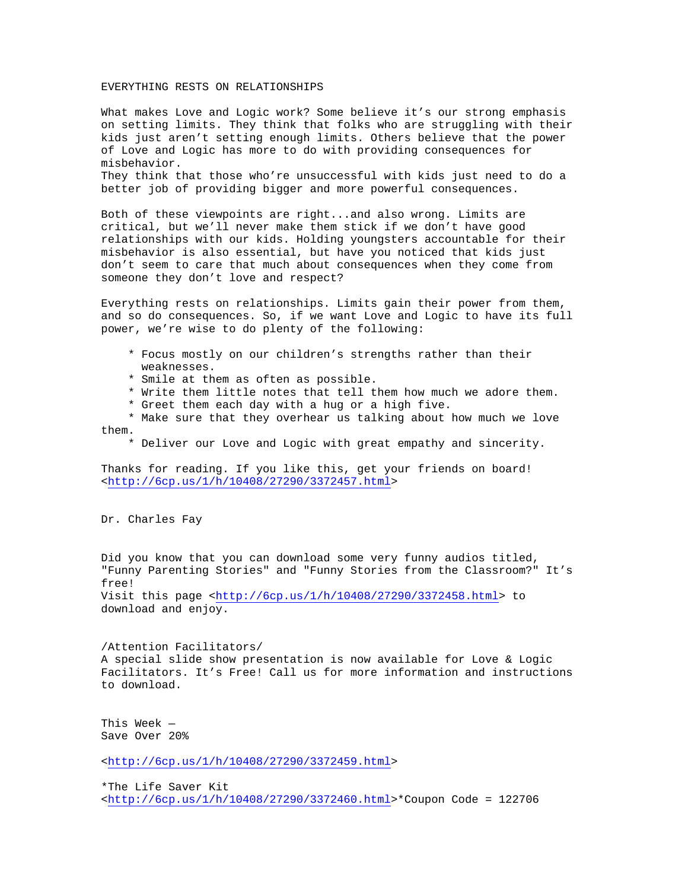# EVERYTHING RESTS ON RELATIONSHIPS

What makes Love and Logic work? Some believe it's our strong emphasis on setting limits. They think that folks who are struggling with their kids just aren't setting enough limits. Others believe that the power of Love and Logic has more to do with providing consequences for misbehavior.
They think that those who're unsuccessful with kids just need to do a better job of providing bigger and more powerful consequences.

Both of these viewpoints are right...and also wrong. Limits are critical, but we'll never make them stick if we don't have good relationships with our kids. Holding youngsters accountable for their misbehavior is also essential, but have you noticed that kids just don't seem to care that much about consequences when they come from someone they don't love and respect?

Everything rests on relationships. Limits gain their power from them, and so do consequences. So, if we want Love and Logic to have its full power, we're wise to do plenty of the following:

* Focus mostly on our children's strengths rather than their weaknesses.
* Smile at them as often as possible.
* Write them little notes that tell them how much we adore them.
* Greet them each day with a hug or a high five.
* Make sure that they overhear us talking about how much we love them.
* Deliver our Love and Logic with great empathy and sincerity.

Thanks for reading. If you like this, get your friends on board!
<http://6cp.us/1/h/10408/27290/3372457.html>

Dr. Charles Fay

Did you know that you can download some very funny audios titled, "Funny Parenting Stories" and "Funny Stories from the Classroom?" It's free!
Visit this page <http://6cp.us/1/h/10408/27290/3372458.html> to download and enjoy.

/Attention Facilitators/
A special slide show presentation is now available for Love & Logic Facilitators. It's Free! Call us for more information and instructions to download.

This Week —
Save Over 20%

<http://6cp.us/1/h/10408/27290/3372459.html>

*The Life Saver Kit
<http://6cp.us/1/h/10408/27290/3372460.html>*Coupon Code = 122706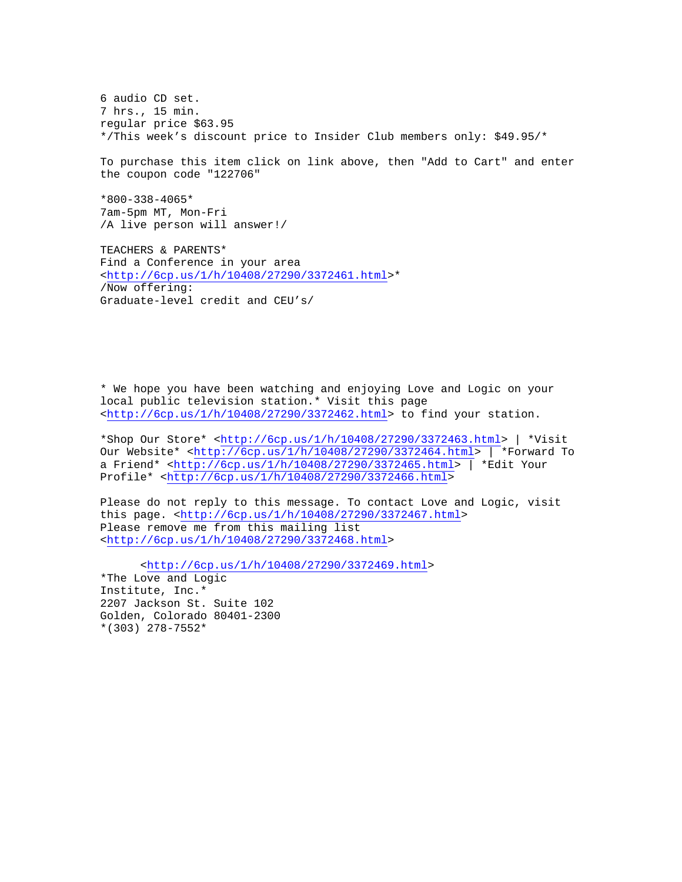6 audio CD set.
7 hrs., 15 min.
regular price $63.95
*/This week's discount price to Insider Club members only: $49.95/*

To purchase this item click on link above, then "Add to Cart" and enter the coupon code "122706"

*800-338-4065*
7am-5pm MT, Mon-Fri
/A live person will answer!/

TEACHERS & PARENTS*
Find a Conference in your area
<http://6cp.us/1/h/10408/27290/3372461.html>*
/Now offering:
Graduate-level credit and CEU's/

* We hope you have been watching and enjoying Love and Logic on your local public television station.* Visit this page <http://6cp.us/1/h/10408/27290/3372462.html> to find your station.

*Shop Our Store* <http://6cp.us/1/h/10408/27290/3372463.html> | *Visit Our Website* <http://6cp.us/1/h/10408/27290/3372464.html> | *Forward To a Friend* <http://6cp.us/1/h/10408/27290/3372465.html> | *Edit Your Profile* <http://6cp.us/1/h/10408/27290/3372466.html>

Please do not reply to this message. To contact Love and Logic, visit this page. <http://6cp.us/1/h/10408/27290/3372467.html>
Please remove me from this mailing list
<http://6cp.us/1/h/10408/27290/3372468.html>

<http://6cp.us/1/h/10408/27290/3372469.html>
*The Love and Logic
Institute, Inc.*
2207 Jackson St. Suite 102
Golden, Colorado 80401-2300
*(303) 278-7552*